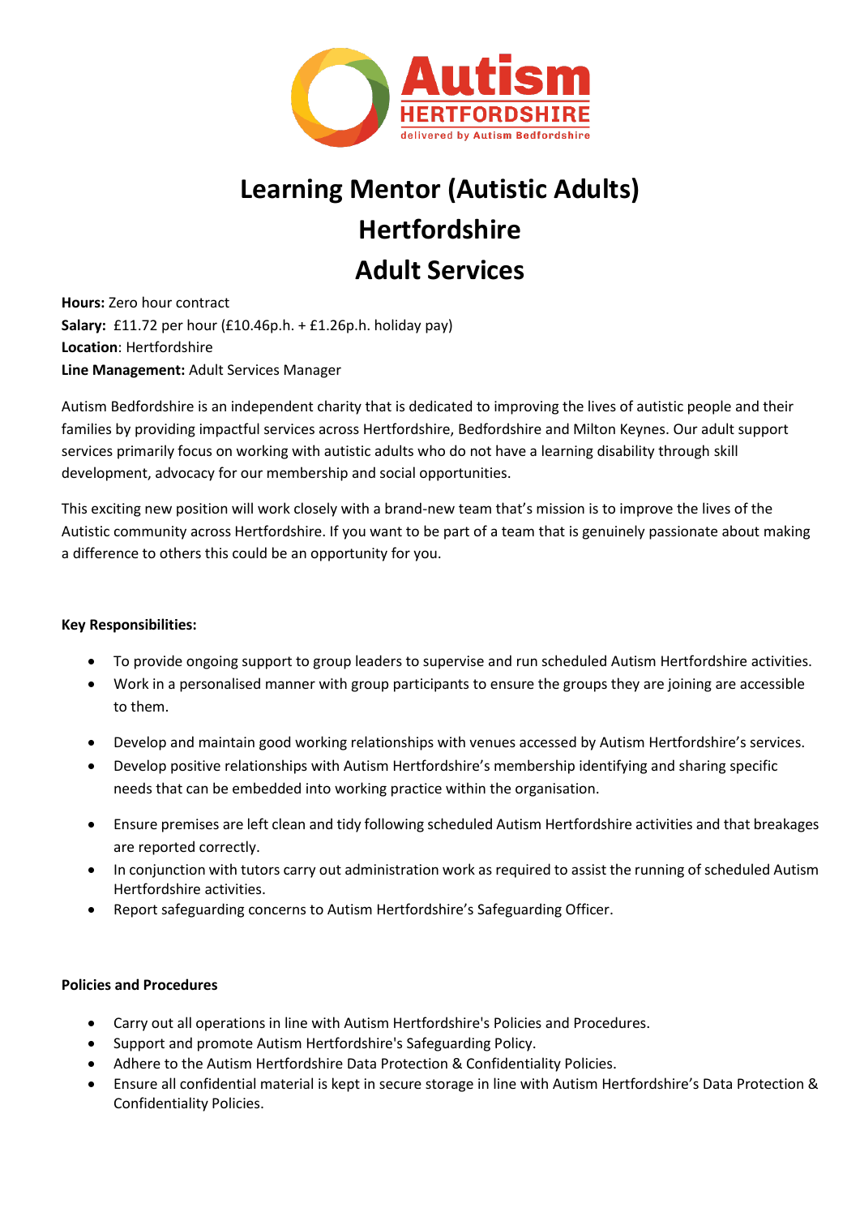# Learning Mentor (Autistic Adults)
# Hertfordshire
# Adult Services

**Hours:** Zero hour contract
**Salary:** £11.72 per hour (£10.46p.h. + £1.26p.h. holiday pay)
**Location**: Hertfordshire
**Line Management:** Adult Services Manager

Autism Bedfordshire is an independent charity that is dedicated to improving the lives of autistic people and their families by providing impactful services across Hertfordshire, Bedfordshire and Milton Keynes. Our adult support services primarily focus on working with autistic adults who do not have a learning disability through skill development, advocacy for our membership and social opportunities.

This exciting new position will work closely with a brand-new team that's mission is to improve the lives of the Autistic community across Hertfordshire. If you want to be part of a team that is genuinely passionate about making a difference to others this could be an opportunity for you.

**Key Responsibilities:**

- To provide ongoing support to group leaders to supervise and run scheduled Autism Hertfordshire activities.
- Work in a personalised manner with group participants to ensure the groups they are joining are accessible to them.
- Develop and maintain good working relationships with venues accessed by Autism Hertfordshire's services.
- Develop positive relationships with Autism Hertfordshire's membership identifying and sharing specific needs that can be embedded into working practice within the organisation.
- Ensure premises are left clean and tidy following scheduled Autism Hertfordshire activities and that breakages are reported correctly.
- In conjunction with tutors carry out administration work as required to assist the running of scheduled Autism Hertfordshire activities.
- Report safeguarding concerns to Autism Hertfordshire's Safeguarding Officer.

**Policies and Procedures**

- Carry out all operations in line with Autism Hertfordshire's Policies and Procedures.
- Support and promote Autism Hertfordshire's Safeguarding Policy.
- Adhere to the Autism Hertfordshire Data Protection & Confidentiality Policies.
- Ensure all confidential material is kept in secure storage in line with Autism Hertfordshire's Data Protection & Confidentiality Policies.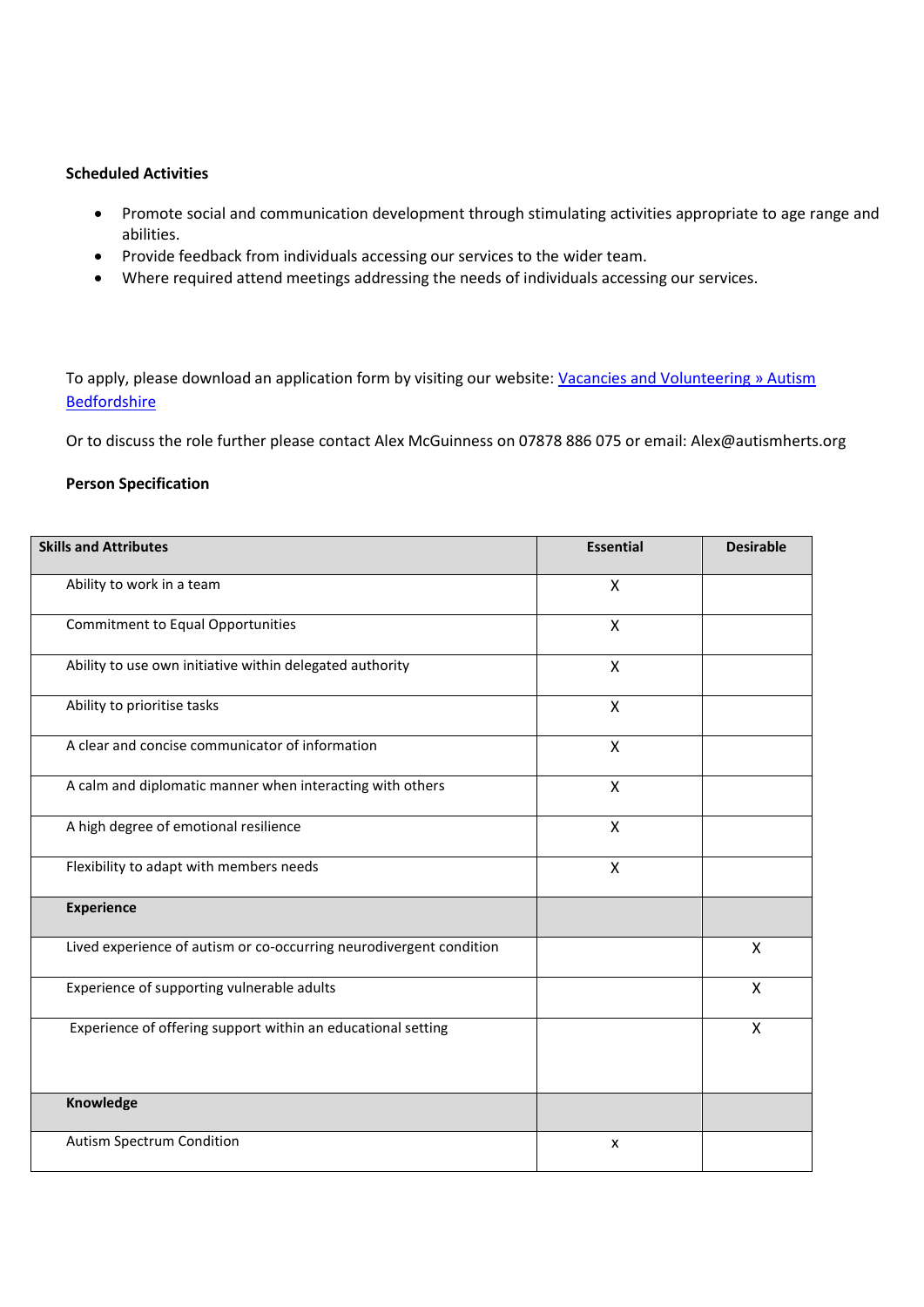**Scheduled Activities**

- Promote social and communication development through stimulating activities appropriate to age range and abilities.
- Provide feedback from individuals accessing our services to the wider team.
- Where required attend meetings addressing the needs of individuals accessing our services.

To apply, please download an application form by visiting our website: [Vacancies and Volunteering » Autism Bedfordshire]()

Or to discuss the role further please contact Alex McGuinness on 07878 886 075 or email: Alex@autismherts.org

**Person Specification**

| Skills and Attributes | Essential | Desirable |
|---|---|---|
| Ability to work in a team | X | |
| Commitment to Equal Opportunities | X | |
| Ability to use own initiative within delegated authority | X | |
| Ability to prioritise tasks | X | |
| A clear and concise communicator of information | X | |
| A calm and diplomatic manner when interacting with others | X | |
| A high degree of emotional resilience | X | |
| Flexibility to adapt with members needs | X | |
| **Experience** | | |
| Lived experience of autism or co-occurring neurodivergent condition | | X |
| Experience of supporting vulnerable adults | | X |
| Experience of offering support within an educational setting | | X |
| **Knowledge** | | |
| Autism Spectrum Condition | x | |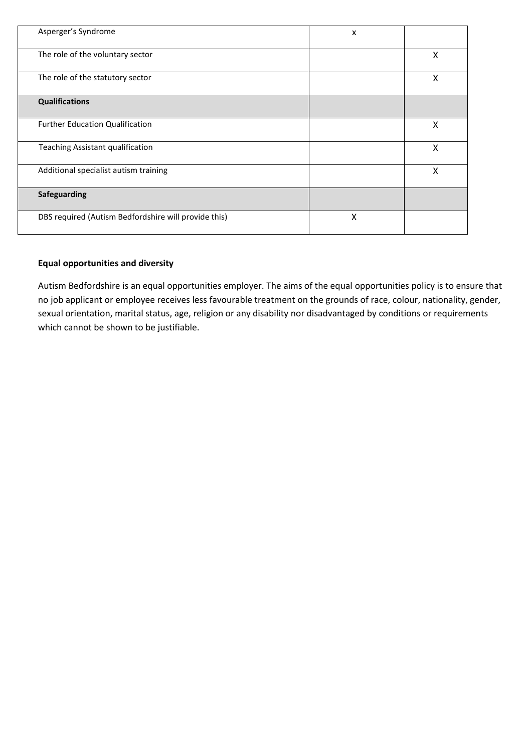| | | |
|---|---|---|
| Asperger's Syndrome | x | |
| The role of the voluntary sector | | X |
| The role of the statutory sector | | X |
| **Qualifications** | | |
| Further Education Qualification | | X |
| Teaching Assistant qualification | | X |
| Additional specialist autism training | | X |
| **Safeguarding** | | |
| DBS required (Autism Bedfordshire will provide this) | X | |

**Equal opportunities and diversity**

Autism Bedfordshire is an equal opportunities employer. The aims of the equal opportunities policy is to ensure that no job applicant or employee receives less favourable treatment on the grounds of race, colour, nationality, gender, sexual orientation, marital status, age, religion or any disability nor disadvantaged by conditions or requirements which cannot be shown to be justifiable.